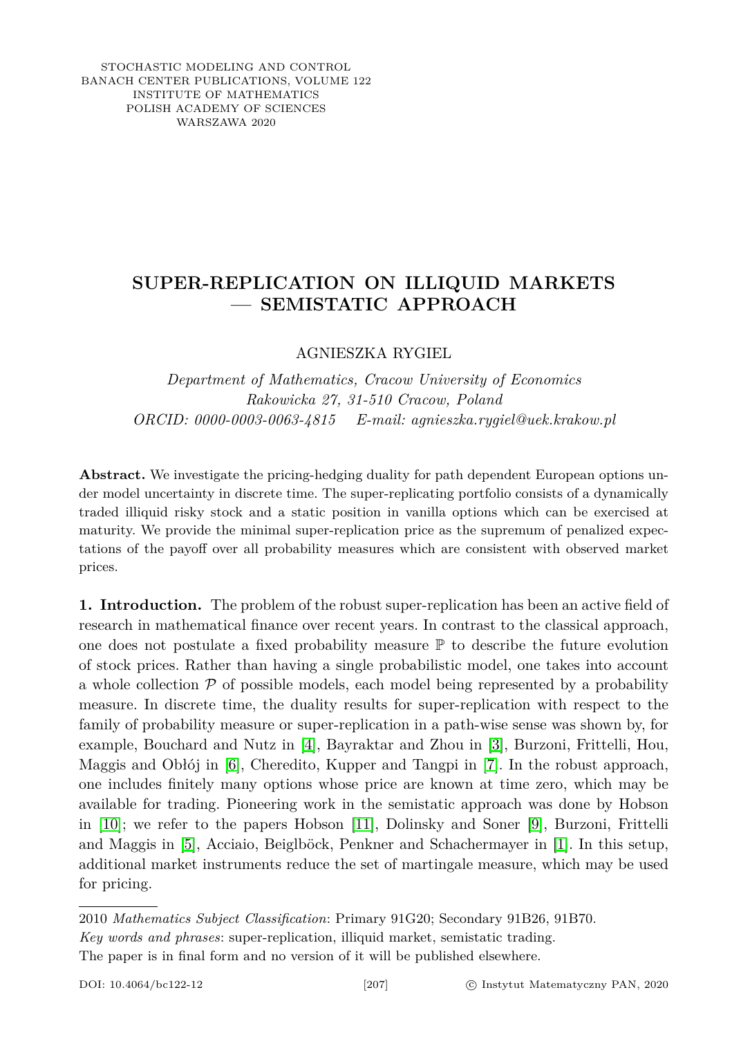# SUPER-REPLICATION ON ILLIQUID MARKETS — SEMISTATIC APPROACH

AGNIESZKA RYGIEL

*Department of Mathematics, Cracow University of Economics*
*Rakowicka 27, 31-510 Cracow, Poland*
*ORCID: 0000-0003-0063-4815 E-mail: agnieszka.rygiel@uek.krakow.pl*

**Abstract.** We investigate the pricing-hedging duality for path dependent European options under model uncertainty in discrete time. The super-replicating portfolio consists of a dynamically traded illiquid risky stock and a static position in vanilla options which can be exercised at maturity. We provide the minimal super-replication price as the supremum of penalized expectations of the payoff over all probability measures which are consistent with observed market prices.

**1. Introduction.** The problem of the robust super-replication has been an active field of research in mathematical finance over recent years. In contrast to the classical approach, one does not postulate a fixed probability measure $\mathbb{P}$ to describe the future evolution of stock prices. Rather than having a single probabilistic model, one takes into account a whole collection $\mathcal{P}$ of possible models, each model being represented by a probability measure. In discrete time, the duality results for super-replication with respect to the family of probability measure or super-replication in a path-wise sense was shown by, for example, Bouchard and Nutz in [4], Bayraktar and Zhou in [3], Burzoni, Frittelli, Hou, Maggis and Obłój in [6], Cheredito, Kupper and Tangpi in [7]. In the robust approach, one includes finitely many options whose price are known at time zero, which may be available for trading. Pioneering work in the semistatic approach was done by Hobson in [10]; we refer to the papers Hobson [11], Dolinsky and Soner [9], Burzoni, Frittelli and Maggis in [5], Acciaio, Beiglböck, Penkner and Schachermayer in [1]. In this setup, additional market instruments reduce the set of martingale measure, which may be used for pricing.

---

2010 *Mathematics Subject Classification*: Primary 91G20; Secondary 91B26, 91B70.

*Key words and phrases*: super-replication, illiquid market, semistatic trading.

The paper is in final form and no version of it will be published elsewhere.

DOI: 10.4064/bc122-12 © Instytut Matematyczny PAN, 2020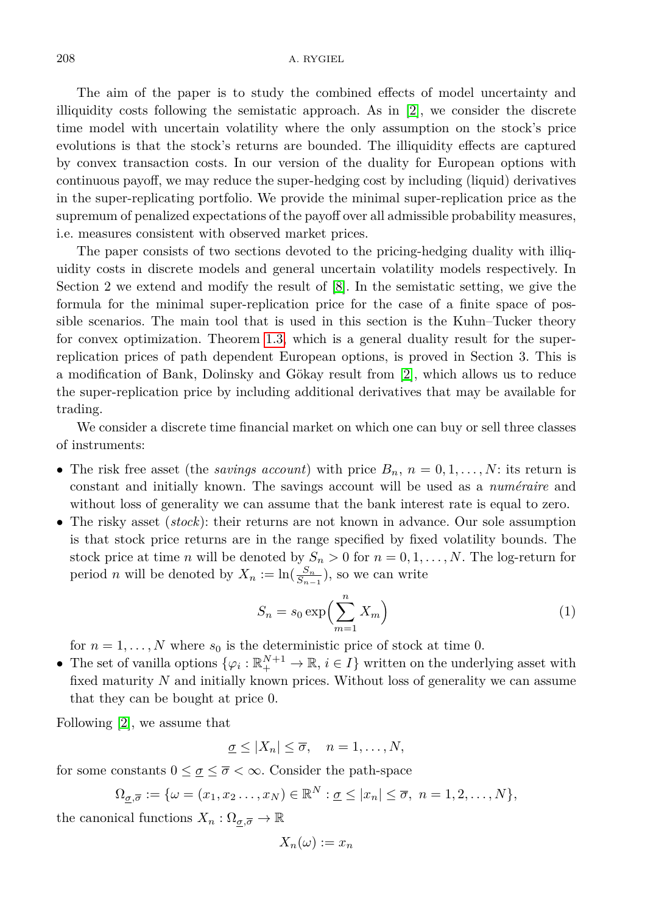The aim of the paper is to study the combined effects of model uncertainty and illiquidity costs following the semistatic approach. As in [2], we consider the discrete time model with uncertain volatility where the only assumption on the stock's price evolutions is that the stock's returns are bounded. The illiquidity effects are captured by convex transaction costs. In our version of the duality for European options with continuous payoff, we may reduce the super-hedging cost by including (liquid) derivatives in the super-replicating portfolio. We provide the minimal super-replication price as the supremum of penalized expectations of the payoff over all admissible probability measures, i.e. measures consistent with observed market prices.

The paper consists of two sections devoted to the pricing-hedging duality with illiquidity costs in discrete models and general uncertain volatility models respectively. In Section 2 we extend and modify the result of [8]. In the semistatic setting, we give the formula for the minimal super-replication price for the case of a finite space of possible scenarios. The main tool that is used in this section is the Kuhn–Tucker theory for convex optimization. Theorem 1.3, which is a general duality result for the super-replication prices of path dependent European options, is proved in Section 3. This is a modification of Bank, Dolinsky and Gökay result from [2], which allows us to reduce the super-replication price by including additional derivatives that may be available for trading.

We consider a discrete time financial market on which one can buy or sell three classes of instruments:

- The risk free asset (the *savings account*) with price $B_n$, $n = 0, 1, \dots, N$: its return is constant and initially known. The savings account will be used as a *numéraire* and without loss of generality we can assume that the bank interest rate is equal to zero.
- The risky asset (*stock*): their returns are not known in advance. Our sole assumption is that stock price returns are in the range specified by fixed volatility bounds. The stock price at time $n$ will be denoted by $S_n > 0$ for $n = 0, 1, \dots, N$. The log-return for period $n$ will be denoted by $X_n := \ln(\frac{S_n}{S_{n-1}})$, so we can write
$$S_n = s_0 \exp\Big(\sum_{m=1}^{n} X_m\Big) \tag{1}$$
for $n = 1, \dots, N$ where $s_0$ is the deterministic price of stock at time 0.
- The set of vanilla options $\{\varphi_i : \mathbb{R}_+^{N+1} \to \mathbb{R},\ i \in I\}$ written on the underlying asset with fixed maturity $N$ and initially known prices. Without loss of generality we can assume that they can be bought at price 0.

Following [2], we assume that
$$\underline{\sigma} \le |X_n| \le \overline{\sigma}, \quad n = 1, \dots, N,$$
for some constants $0 \le \underline{\sigma} \le \overline{\sigma} < \infty$. Consider the path-space
$$\Omega_{\underline{\sigma},\overline{\sigma}} := \{\omega = (x_1, x_2 \dots, x_N) \in \mathbb{R}^N : \underline{\sigma} \le |x_n| \le \overline{\sigma},\ n = 1, 2, \dots, N\},$$
the canonical functions $X_n : \Omega_{\underline{\sigma},\overline{\sigma}} \to \mathbb{R}$
$$X_n(\omega) := x_n$$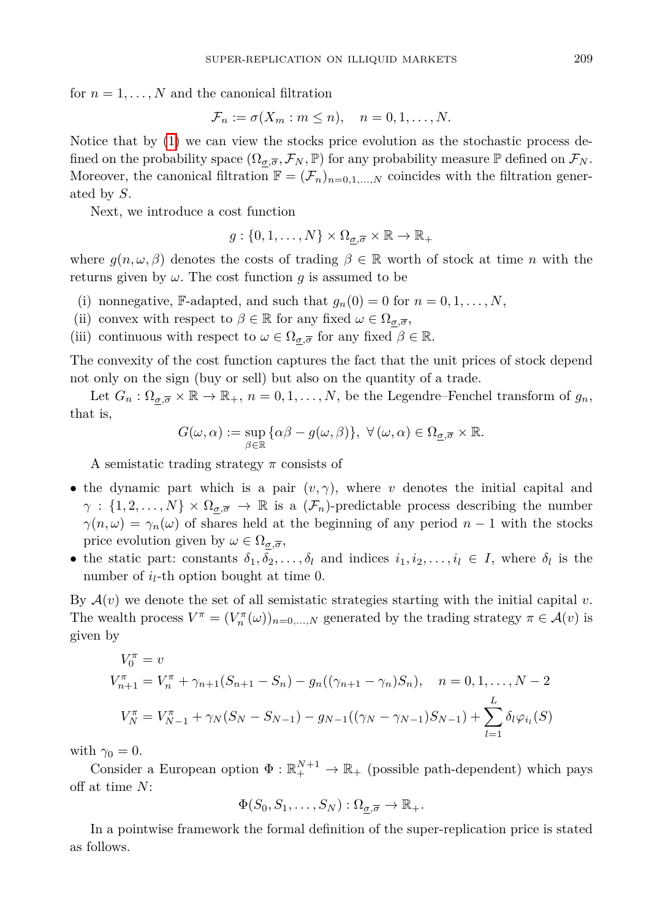for $n = 1, \ldots, N$ and the canonical filtration

$$\mathcal{F}_n := \sigma(X_m : m \leq n), \quad n = 0, 1, \ldots, N.$$

Notice that by (1) we can view the stocks price evolution as the stochastic process defined on the probability space $(\Omega_{\underline{\sigma},\overline{\sigma}}, \mathcal{F}_N, \mathbb{P})$ for any probability measure $\mathbb{P}$ defined on $\mathcal{F}_N$. Moreover, the canonical filtration $\mathbb{F} = (\mathcal{F}_n)_{n=0,1,\ldots,N}$ coincides with the filtration generated by $S$.

Next, we introduce a cost function

$$g : \{0, 1, \ldots, N\} \times \Omega_{\underline{\sigma},\overline{\sigma}} \times \mathbb{R} \to \mathbb{R}_+$$

where $g(n, \omega, \beta)$ denotes the costs of trading $\beta \in \mathbb{R}$ worth of stock at time $n$ with the returns given by $\omega$. The cost function $g$ is assumed to be

(i) nonnegative, $\mathbb{F}$-adapted, and such that $g_n(0) = 0$ for $n = 0, 1, \ldots, N$,
(ii) convex with respect to $\beta \in \mathbb{R}$ for any fixed $\omega \in \Omega_{\underline{\sigma},\overline{\sigma}}$,
(iii) continuous with respect to $\omega \in \Omega_{\underline{\sigma},\overline{\sigma}}$ for any fixed $\beta \in \mathbb{R}$.

The convexity of the cost function captures the fact that the unit prices of stock depend not only on the sign (buy or sell) but also on the quantity of a trade.

Let $G_n : \Omega_{\underline{\sigma},\overline{\sigma}} \times \mathbb{R} \to \mathbb{R}_+$, $n = 0, 1, \ldots, N$, be the Legendre–Fenchel transform of $g_n$, that is,

$$G(\omega, \alpha) := \sup_{\beta \in \mathbb{R}} \{\alpha\beta - g(\omega, \beta)\}, \ \forall\, (\omega, \alpha) \in \Omega_{\underline{\sigma},\overline{\sigma}} \times \mathbb{R}.$$

A semistatic trading strategy $\pi$ consists of

- the dynamic part which is a pair $(v, \gamma)$, where $v$ denotes the initial capital and $\gamma : \{1, 2, \ldots, N\} \times \Omega_{\underline{\sigma},\overline{\sigma}} \to \mathbb{R}$ is a $(\mathcal{F}_n)$-predictable process describing the number $\gamma(n, \omega) = \gamma_n(\omega)$ of shares held at the beginning of any period $n-1$ with the stocks price evolution given by $\omega \in \Omega_{\underline{\sigma},\overline{\sigma}}$,
- the static part: constants $\delta_1, \delta_2, \ldots, \delta_l$ and indices $i_1, i_2, \ldots, i_l \in I$, where $\delta_l$ is the number of $i_l$-th option bought at time 0.

By $\mathcal{A}(v)$ we denote the set of all semistatic strategies starting with the initial capital $v$. The wealth process $V^\pi = (V^\pi_n(\omega))_{n=0,\ldots,N}$ generated by the trading strategy $\pi \in \mathcal{A}(v)$ is given by

$$\begin{aligned}
V_0^\pi &= v \\
V_{n+1}^\pi &= V_n^\pi + \gamma_{n+1}(S_{n+1} - S_n) - g_n((\gamma_{n+1} - \gamma_n)S_n), \quad n = 0, 1, \ldots, N-2 \\
V_N^\pi &= V_{N-1}^\pi + \gamma_N(S_N - S_{N-1}) - g_{N-1}((\gamma_N - \gamma_{N-1})S_{N-1}) + \sum_{l=1}^{L} \delta_l \varphi_{i_l}(S)
\end{aligned}$$

with $\gamma_0 = 0$.

Consider a European option $\Phi : \mathbb{R}_+^{N+1} \to \mathbb{R}_+$ (possible path-dependent) which pays off at time $N$:

$$\Phi(S_0, S_1, \ldots, S_N) : \Omega_{\underline{\sigma},\overline{\sigma}} \to \mathbb{R}_+.$$

In a pointwise framework the formal definition of the super-replication price is stated as follows.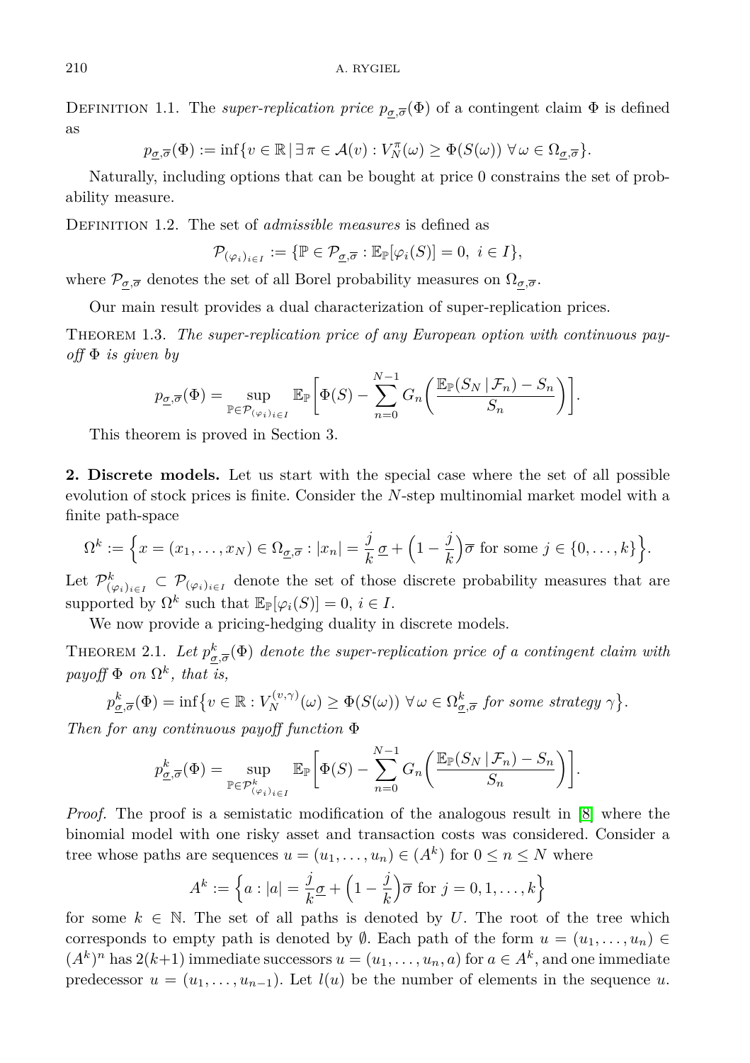DEFINITION 1.1. The *super-replication price* $p_{\underline{\sigma},\overline{\sigma}}(\Phi)$ of a contingent claim $\Phi$ is defined as

$$p_{\underline{\sigma},\overline{\sigma}}(\Phi) := \inf\{v \in \mathbb{R} \,|\, \exists\, \pi \in \mathcal{A}(v) : V_N^\pi(\omega) \geq \Phi(S(\omega)) \;\forall\, \omega \in \Omega_{\underline{\sigma},\overline{\sigma}}\}.$$

Naturally, including options that can be bought at price 0 constrains the set of probability measure.

DEFINITION 1.2. The set of *admissible measures* is defined as

$$\mathcal{P}_{(\varphi_i)_{i\in I}} := \{\mathbb{P} \in \mathcal{P}_{\underline{\sigma},\overline{\sigma}} : \mathbb{E}_{\mathbb{P}}[\varphi_i(S)] = 0,\ i \in I\},$$

where $\mathcal{P}_{\underline{\sigma},\overline{\sigma}}$ denotes the set of all Borel probability measures on $\Omega_{\underline{\sigma},\overline{\sigma}}$.

Our main result provides a dual characterization of super-replication prices.

THEOREM 1.3. *The super-replication price of any European option with continuous payoff $\Phi$ is given by*

$$p_{\underline{\sigma},\overline{\sigma}}(\Phi) = \sup_{\mathbb{P}\in\mathcal{P}_{(\varphi_i)_{i\in I}}} \mathbb{E}_{\mathbb{P}}\bigg[\Phi(S) - \sum_{n=0}^{N-1} G_n\bigg(\frac{\mathbb{E}_{\mathbb{P}}(S_N \,|\, \mathcal{F}_n) - S_n}{S_n}\bigg)\bigg].$$

This theorem is proved in Section 3.

**2. Discrete models.** Let us start with the special case where the set of all possible evolution of stock prices is finite. Consider the $N$-step multinomial market model with a finite path-space

$$\Omega^k := \Big\{x = (x_1, \dots, x_N) \in \Omega_{\underline{\sigma},\overline{\sigma}} : |x_n| = \frac{j}{k}\,\underline{\sigma} + \Big(1 - \frac{j}{k}\Big)\overline{\sigma} \text{ for some } j \in \{0, \dots, k\}\Big\}.$$

Let $\mathcal{P}^k_{(\varphi_i)_{i\in I}} \subset \mathcal{P}_{(\varphi_i)_{i\in I}}$ denote the set of those discrete probability measures that are supported by $\Omega^k$ such that $\mathbb{E}_{\mathbb{P}}[\varphi_i(S)] = 0$, $i \in I$.

We now provide a pricing-hedging duality in discrete models.

THEOREM 2.1. *Let $p^k_{\underline{\sigma},\overline{\sigma}}(\Phi)$ denote the super-replication price of a contingent claim with payoff $\Phi$ on $\Omega^k$, that is,*

$$p^k_{\underline{\sigma},\overline{\sigma}}(\Phi) = \inf\big\{v \in \mathbb{R} : V_N^{(v,\gamma)}(\omega) \geq \Phi(S(\omega)) \;\forall\, \omega \in \Omega^k_{\underline{\sigma},\overline{\sigma}} \text{ for some strategy } \gamma\big\}.$$

*Then for any continuous payoff function $\Phi$*

$$p^k_{\underline{\sigma},\overline{\sigma}}(\Phi) = \sup_{\mathbb{P}\in\mathcal{P}^k_{(\varphi_i)_{i\in I}}} \mathbb{E}_{\mathbb{P}}\bigg[\Phi(S) - \sum_{n=0}^{N-1} G_n\bigg(\frac{\mathbb{E}_{\mathbb{P}}(S_N \,|\, \mathcal{F}_n) - S_n}{S_n}\bigg)\bigg].$$

*Proof.* The proof is a semistatic modification of the analogous result in [8] where the binomial model with one risky asset and transaction costs was considered. Consider a tree whose paths are sequences $u = (u_1, \dots, u_n) \in (A^k)$ for $0 \leq n \leq N$ where

$$A^k := \Big\{a : |a| = \frac{j}{k}\underline{\sigma} + \Big(1 - \frac{j}{k}\Big)\overline{\sigma} \text{ for } j = 0, 1, \dots, k\Big\}$$

for some $k \in \mathbb{N}$. The set of all paths is denoted by $U$. The root of the tree which corresponds to empty path is denoted by $\emptyset$. Each path of the form $u = (u_1, \dots, u_n) \in (A^k)^n$ has $2(k+1)$ immediate successors $u = (u_1, \dots, u_n, a)$ for $a \in A^k$, and one immediate predecessor $u = (u_1, \dots, u_{n-1})$. Let $l(u)$ be the number of elements in the sequence $u$.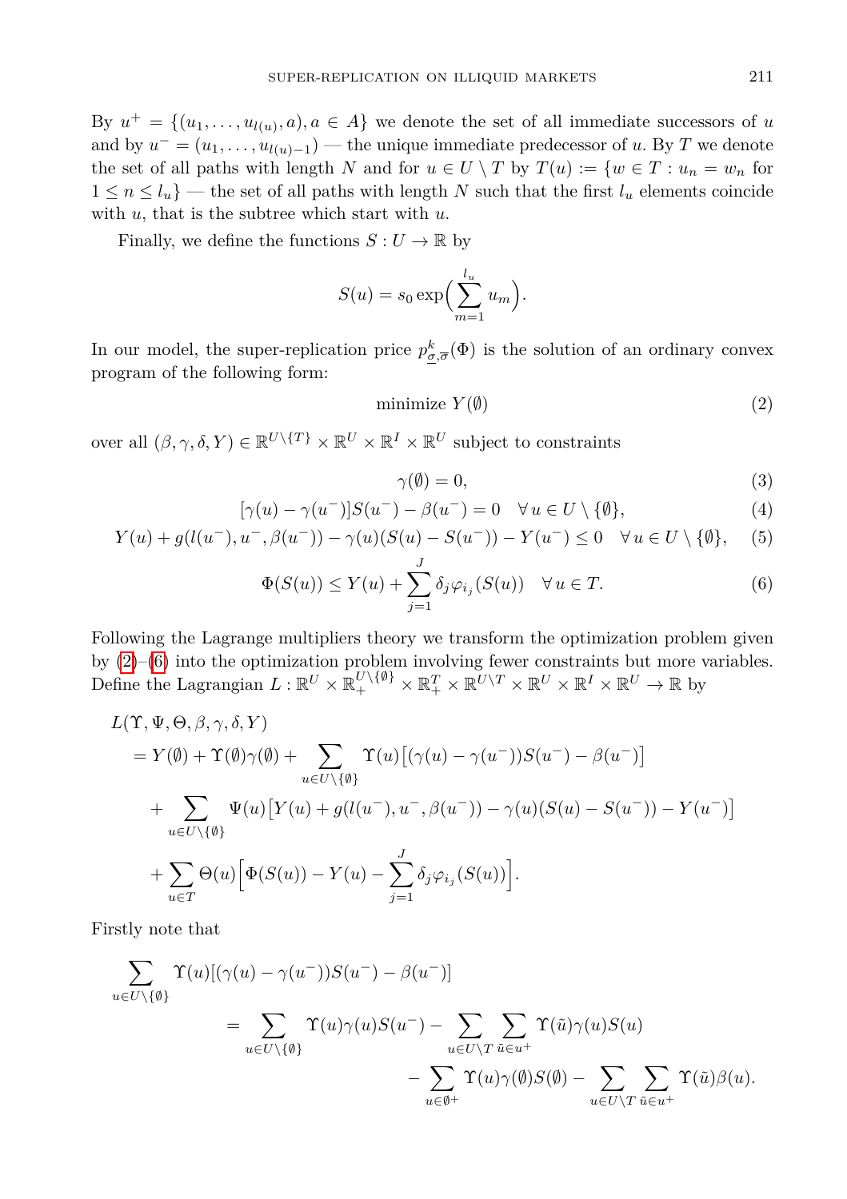By $u^+ = \{(u_1, \dots, u_{l(u)}, a), a \in A\}$ we denote the set of all immediate successors of $u$ and by $u^- = (u_1, \dots, u_{l(u)-1})$ — the unique immediate predecessor of $u$. By $T$ we denote the set of all paths with length $N$ and for $u \in U \setminus T$ by $T(u) := \{w \in T : u_n = w_n \text{ for } 1 \le n \le l_u\}$ — the set of all paths with length $N$ such that the first $l_u$ elements coincide with $u$, that is the subtree which start with $u$.

Finally, we define the functions $S : U \to \mathbb{R}$ by

$$S(u) = s_0 \exp\Big(\sum_{m=1}^{l_u} u_m\Big).$$

In our model, the super-replication price $p^k_{\underline{\sigma},\overline{\sigma}}(\Phi)$ is the solution of an ordinary convex program of the following form:

$$\text{minimize } Y(\emptyset) \tag{2}$$

over all $(\beta, \gamma, \delta, Y) \in \mathbb{R}^{U \setminus \{T\}} \times \mathbb{R}^U \times \mathbb{R}^I \times \mathbb{R}^U$ subject to constraints

$$\gamma(\emptyset) = 0, \tag{3}$$

$$[\gamma(u) - \gamma(u^-)]S(u^-) - \beta(u^-) = 0 \quad \forall\, u \in U \setminus \{\emptyset\}, \tag{4}$$

$$Y(u) + g(l(u^-), u^-, \beta(u^-)) - \gamma(u)(S(u) - S(u^-)) - Y(u^-) \le 0 \quad \forall\, u \in U \setminus \{\emptyset\}, \tag{5}$$

$$\Phi(S(u)) \le Y(u) + \sum_{j=1}^{J} \delta_j \varphi_{i_j}(S(u)) \quad \forall\, u \in T. \tag{6}$$

Following the Lagrange multipliers theory we transform the optimization problem given by (2)–(6) into the optimization problem involving fewer constraints but more variables. Define the Lagrangian $L : \mathbb{R}^U \times \mathbb{R}_+^{U \setminus \{\emptyset\}} \times \mathbb{R}_+^T \times \mathbb{R}^{U \setminus T} \times \mathbb{R}^U \times \mathbb{R}^I \times \mathbb{R}^U \to \mathbb{R}$ by

$$\begin{aligned}
&L(\Upsilon, \Psi, \Theta, \beta, \gamma, \delta, Y) \\
&\quad = Y(\emptyset) + \Upsilon(\emptyset)\gamma(\emptyset) + \sum_{u \in U \setminus \{\emptyset\}} \Upsilon(u)\big[(\gamma(u) - \gamma(u^-))S(u^-) - \beta(u^-)\big] \\
&\qquad + \sum_{u \in U \setminus \{\emptyset\}} \Psi(u)\big[Y(u) + g(l(u^-), u^-, \beta(u^-)) - \gamma(u)(S(u) - S(u^-)) - Y(u^-)\big] \\
&\qquad + \sum_{u \in T} \Theta(u)\Big[\Phi(S(u)) - Y(u) - \sum_{j=1}^{J} \delta_j \varphi_{i_j}(S(u))\Big].
\end{aligned}$$

Firstly note that

$$\begin{aligned}
\sum_{u \in U \setminus \{\emptyset\}} &\Upsilon(u)[(\gamma(u) - \gamma(u^-))S(u^-) - \beta(u^-)] \\
&= \sum_{u \in U \setminus \{\emptyset\}} \Upsilon(u)\gamma(u)S(u^-) - \sum_{u \in U \setminus T} \sum_{\tilde{u} \in u^+} \Upsilon(\tilde{u})\gamma(u)S(u) \\
&\qquad - \sum_{u \in \emptyset^+} \Upsilon(u)\gamma(\emptyset)S(\emptyset) - \sum_{u \in U \setminus T} \sum_{\tilde{u} \in u^+} \Upsilon(\tilde{u})\beta(u).
\end{aligned}$$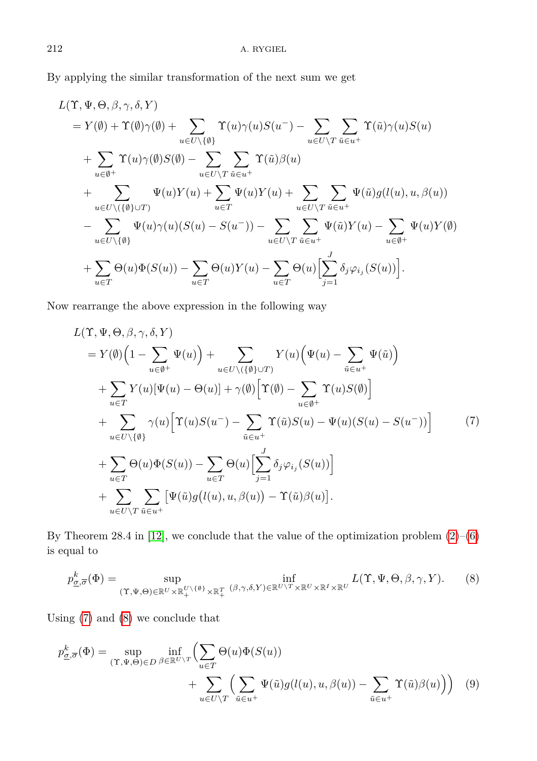By applying the similar transformation of the next sum we get

$$
\begin{aligned}
L(&\Upsilon, \Psi, \Theta, \beta, \gamma, \delta, Y) \\
&= Y(\emptyset) + \Upsilon(\emptyset)\gamma(\emptyset) + \sum_{u \in U \setminus \{\emptyset\}} \Upsilon(u)\gamma(u)S(u^-) - \sum_{u \in U \setminus T} \sum_{\tilde{u} \in u^+} \Upsilon(\tilde{u})\gamma(u)S(u) \\
&\quad + \sum_{u \in \emptyset^+} \Upsilon(u)\gamma(\emptyset)S(\emptyset) - \sum_{u \in U \setminus T} \sum_{\tilde{u} \in u^+} \Upsilon(\tilde{u})\beta(u) \\
&\quad + \sum_{u \in U \setminus (\{\emptyset\} \cup T)} \Psi(u)Y(u) + \sum_{u \in T} \Psi(u)Y(u) + \sum_{u \in U \setminus T} \sum_{\tilde{u} \in u^+} \Psi(\tilde{u})g(l(u), u, \beta(u)) \\
&\quad - \sum_{u \in U \setminus \{\emptyset\}} \Psi(u)\gamma(u)(S(u) - S(u^-)) - \sum_{u \in U \setminus T} \sum_{\tilde{u} \in u^+} \Psi(\tilde{u})Y(u) - \sum_{u \in \emptyset^+} \Psi(u)Y(\emptyset) \\
&\quad + \sum_{u \in T} \Theta(u)\Phi(S(u)) - \sum_{u \in T} \Theta(u)Y(u) - \sum_{u \in T} \Theta(u)\Big[\sum_{j=1}^{J} \delta_j \varphi_{i_j}(S(u))\Big].
\end{aligned}
$$

Now rearrange the above expression in the following way

$$
\begin{aligned}
L(&\Upsilon, \Psi, \Theta, \beta, \gamma, \delta, Y) \\
&= Y(\emptyset)\Big(1 - \sum_{u \in \emptyset^+} \Psi(u)\Big) + \sum_{u \in U \setminus (\{\emptyset\} \cup T)} Y(u)\Big(\Psi(u) - \sum_{\tilde{u} \in u^+} \Psi(\tilde{u})\Big) \\
&\quad + \sum_{u \in T} Y(u)[\Psi(u) - \Theta(u)] + \gamma(\emptyset)\Big[\Upsilon(\emptyset) - \sum_{u \in \emptyset^+} \Upsilon(u)S(\emptyset)\Big] \\
&\quad + \sum_{u \in U \setminus \{\emptyset\}} \gamma(u)\Big[\Upsilon(u)S(u^-) - \sum_{\tilde{u} \in u^+} \Upsilon(\tilde{u})S(u) - \Psi(u)(S(u) - S(u^-))\Big] \\
&\quad + \sum_{u \in T} \Theta(u)\Phi(S(u)) - \sum_{u \in T} \Theta(u)\Big[\sum_{j=1}^{J} \delta_j \varphi_{i_j}(S(u))\Big] \\
&\quad + \sum_{u \in U \setminus T} \sum_{\tilde{u} \in u^+} \big[\Psi(\tilde{u})g\big(l(u), u, \beta(u)\big) - \Upsilon(\tilde{u})\beta(u)\big].
\end{aligned} \tag{7}
$$

By Theorem 28.4 in [12], we conclude that the value of the optimization problem (2)–(6) is equal to

$$
p^k_{\underline{\sigma},\overline{\sigma}}(\Phi) = \sup_{(\Upsilon,\Psi,\Theta) \in \mathbb{R}^U \times \mathbb{R}_+^{U \setminus \{\emptyset\}} \times \mathbb{R}_+^T} \; \inf_{(\beta,\gamma,\delta,Y) \in \mathbb{R}^{U \setminus T} \times \mathbb{R}^U \times \mathbb{R}^I \times \mathbb{R}^U} L(\Upsilon, \Psi, \Theta, \beta, \gamma, Y). \tag{8}
$$

Using (7) and (8) we conclude that

$$
\begin{aligned}
p^k_{\underline{\sigma},\overline{\sigma}}(\Phi) = \sup_{(\Upsilon,\Psi,\Theta) \in D} \inf_{\beta \in \mathbb{R}^{U \setminus T}} &\Big(\sum_{u \in T} \Theta(u)\Phi(S(u)) \\
&+ \sum_{u \in U \setminus T} \Big(\sum_{\tilde{u} \in u^+} \Psi(\tilde{u})g(l(u), u, \beta(u)) - \sum_{\tilde{u} \in u^+} \Upsilon(\tilde{u})\beta(u)\Big)\Big)
\end{aligned} \tag{9}
$$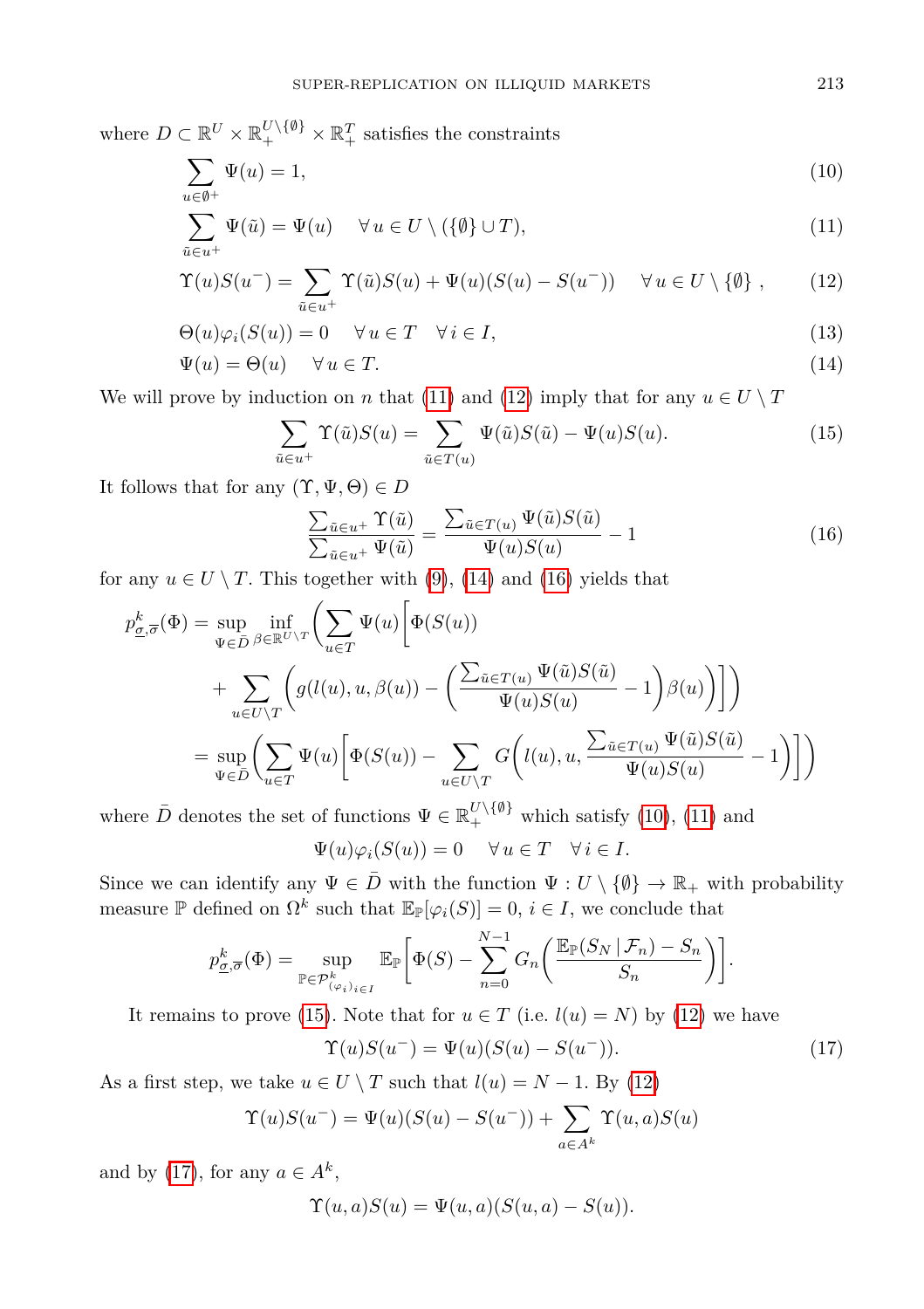where $D \subset \mathbb{R}^U \times \mathbb{R}_+^{U\setminus\{\emptyset\}} \times \mathbb{R}_+^T$ satisfies the constraints

$$\sum_{u\in\emptyset^+} \Psi(u) = 1, \tag{10}$$

$$\sum_{\tilde{u}\in u^+} \Psi(\tilde{u}) = \Psi(u) \quad \forall\, u \in U \setminus (\{\emptyset\} \cup T), \tag{11}$$

$$\Upsilon(u)S(u^-) = \sum_{\tilde{u}\in u^+} \Upsilon(\tilde{u})S(u) + \Psi(u)(S(u) - S(u^-)) \quad \forall\, u \in U \setminus \{\emptyset\}\ , \tag{12}$$

$$\Theta(u)\varphi_i(S(u)) = 0 \quad \forall\, u \in T \quad \forall\, i \in I, \tag{13}$$

$$\Psi(u) = \Theta(u) \quad \forall\, u \in T. \tag{14}$$

We will prove by induction on $n$ that (11) and (12) imply that for any $u \in U \setminus T$

$$\sum_{\tilde{u}\in u^+} \Upsilon(\tilde{u})S(u) = \sum_{\tilde{u}\in T(u)} \Psi(\tilde{u})S(\tilde{u}) - \Psi(u)S(u). \tag{15}$$

It follows that for any $(\Upsilon, \Psi, \Theta) \in D$

$$\frac{\sum_{\tilde{u}\in u^+} \Upsilon(\tilde{u})}{\sum_{\tilde{u}\in u^+} \Psi(\tilde{u})} = \frac{\sum_{\tilde{u}\in T(u)} \Psi(\tilde{u})S(\tilde{u})}{\Psi(u)S(u)} - 1 \tag{16}$$

for any $u \in U \setminus T$. This together with (9), (14) and (16) yields that

$$\begin{aligned}
p^k_{\underline{\sigma},\overline{\sigma}}(\Phi) &= \sup_{\Psi\in\bar{D}} \inf_{\beta\in\mathbb{R}^{U\setminus T}} \Bigg( \sum_{u\in T} \Psi(u) \Bigg[ \Phi(S(u)) \\
&\quad + \sum_{u\in U\setminus T} \Bigg( g(l(u), u, \beta(u)) - \Bigg( \frac{\sum_{\tilde{u}\in T(u)} \Psi(\tilde{u})S(\tilde{u})}{\Psi(u)S(u)} - 1 \Bigg) \beta(u) \Bigg) \Bigg] \Bigg) \\
&= \sup_{\Psi\in\bar{D}} \Bigg( \sum_{u\in T} \Psi(u) \Bigg[ \Phi(S(u)) - \sum_{u\in U\setminus T} G\Bigg( l(u), u, \frac{\sum_{\tilde{u}\in T(u)} \Psi(\tilde{u})S(\tilde{u})}{\Psi(u)S(u)} - 1 \Bigg) \Bigg] \Bigg)
\end{aligned}$$

where $\bar{D}$ denotes the set of functions $\Psi \in \mathbb{R}_+^{U\setminus\{\emptyset\}}$ which satisfy (10), (11) and

$$\Psi(u)\varphi_i(S(u)) = 0 \quad \forall\, u \in T \quad \forall\, i \in I.$$

Since we can identify any $\Psi \in \bar{D}$ with the function $\Psi : U \setminus \{\emptyset\} \to \mathbb{R}_+$ with probability measure $\mathbb{P}$ defined on $\Omega^k$ such that $\mathbb{E}_{\mathbb{P}}[\varphi_i(S)] = 0$, $i \in I$, we conclude that

$$p^k_{\underline{\sigma},\overline{\sigma}}(\Phi) = \sup_{\mathbb{P}\in\mathcal{P}^k_{(\varphi_i)_{i\in I}}} \mathbb{E}_{\mathbb{P}}\Bigg[ \Phi(S) - \sum_{n=0}^{N-1} G_n\Bigg( \frac{\mathbb{E}_{\mathbb{P}}(S_N \,|\, \mathcal{F}_n) - S_n}{S_n} \Bigg) \Bigg].$$

It remains to prove (15). Note that for $u \in T$ (i.e. $l(u) = N$) by (12) we have

$$\Upsilon(u)S(u^-) = \Psi(u)(S(u) - S(u^-)). \tag{17}$$

As a first step, we take $u \in U \setminus T$ such that $l(u) = N - 1$. By (12)

$$\Upsilon(u)S(u^-) = \Psi(u)(S(u) - S(u^-)) + \sum_{a\in A^k} \Upsilon(u, a)S(u)$$

and by (17), for any $a \in A^k$,

$$\Upsilon(u, a)S(u) = \Psi(u, a)(S(u, a) - S(u)).$$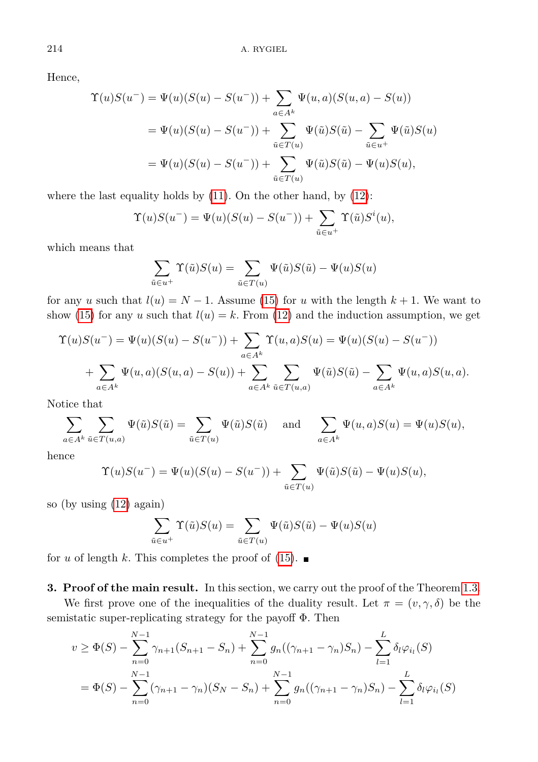Hence,

$$
\begin{aligned}
\Upsilon(u)S(u^-) &= \Psi(u)(S(u) - S(u^-)) + \sum_{a\in A^k} \Psi(u,a)(S(u,a) - S(u)) \\
&= \Psi(u)(S(u) - S(u^-)) + \sum_{\tilde{u}\in T(u)} \Psi(\tilde{u})S(\tilde{u}) - \sum_{\tilde{u}\in u^+} \Psi(\tilde{u})S(u) \\
&= \Psi(u)(S(u) - S(u^-)) + \sum_{\tilde{u}\in T(u)} \Psi(\tilde{u})S(\tilde{u}) - \Psi(u)S(u),
\end{aligned}
$$

where the last equality holds by (11). On the other hand, by (12):

$$
\Upsilon(u)S(u^-) = \Psi(u)(S(u) - S(u^-)) + \sum_{\tilde{u}\in u^+} \Upsilon(\tilde{u})S^i(u),
$$

which means that

$$
\sum_{\tilde{u}\in u^+} \Upsilon(\tilde{u})S(u) = \sum_{\tilde{u}\in T(u)} \Psi(\tilde{u})S(\tilde{u}) - \Psi(u)S(u)
$$

for any $u$ such that $l(u) = N-1$. Assume (15) for $u$ with the length $k+1$. We want to show (15) for any $u$ such that $l(u) = k$. From (12) and the induction assumption, we get

$$
\begin{aligned}
\Upsilon(u)S(u^-) &= \Psi(u)(S(u) - S(u^-)) + \sum_{a\in A^k} \Upsilon(u,a)S(u) = \Psi(u)(S(u) - S(u^-)) \\
&\quad + \sum_{a\in A^k} \Psi(u,a)(S(u,a) - S(u)) + \sum_{a\in A^k}\sum_{\tilde{u}\in T(u,a)} \Psi(\tilde{u})S(\tilde{u}) - \sum_{a\in A^k} \Psi(u,a)S(u,a).
\end{aligned}
$$

Notice that

$$
\sum_{a\in A^k}\sum_{\tilde{u}\in T(u,a)} \Psi(\tilde{u})S(\tilde{u}) = \sum_{\tilde{u}\in T(u)} \Psi(\tilde{u})S(\tilde{u}) \quad \text{and} \quad \sum_{a\in A^k} \Psi(u,a)S(u) = \Psi(u)S(u),
$$

hence

$$
\Upsilon(u)S(u^-) = \Psi(u)(S(u) - S(u^-)) + \sum_{\tilde{u}\in T(u)} \Psi(\tilde{u})S(\tilde{u}) - \Psi(u)S(u),
$$

so (by using (12) again)

$$
\sum_{\tilde{u}\in u^+} \Upsilon(\tilde{u})S(u) = \sum_{\tilde{u}\in T(u)} \Psi(\tilde{u})S(\tilde{u}) - \Psi(u)S(u)
$$

for $u$ of length $k$. This completes the proof of (15). ∎

**3. Proof of the main result.** In this section, we carry out the proof of the Theorem 1.3.

We first prove one of the inequalities of the duality result. Let $\pi = (v, \gamma, \delta)$ be the semistatic super-replicating strategy for the payoff $\Phi$. Then

$$
\begin{aligned}
v &\geq \Phi(S) - \sum_{n=0}^{N-1} \gamma_{n+1}(S_{n+1} - S_n) + \sum_{n=0}^{N-1} g_n((\gamma_{n+1} - \gamma_n)S_n) - \sum_{l=1}^{L} \delta_l \varphi_{i_l}(S) \\
&= \Phi(S) - \sum_{n=0}^{N-1} (\gamma_{n+1} - \gamma_n)(S_N - S_n) + \sum_{n=0}^{N-1} g_n((\gamma_{n+1} - \gamma_n)S_n) - \sum_{l=1}^{L} \delta_l \varphi_{i_l}(S)
\end{aligned}
$$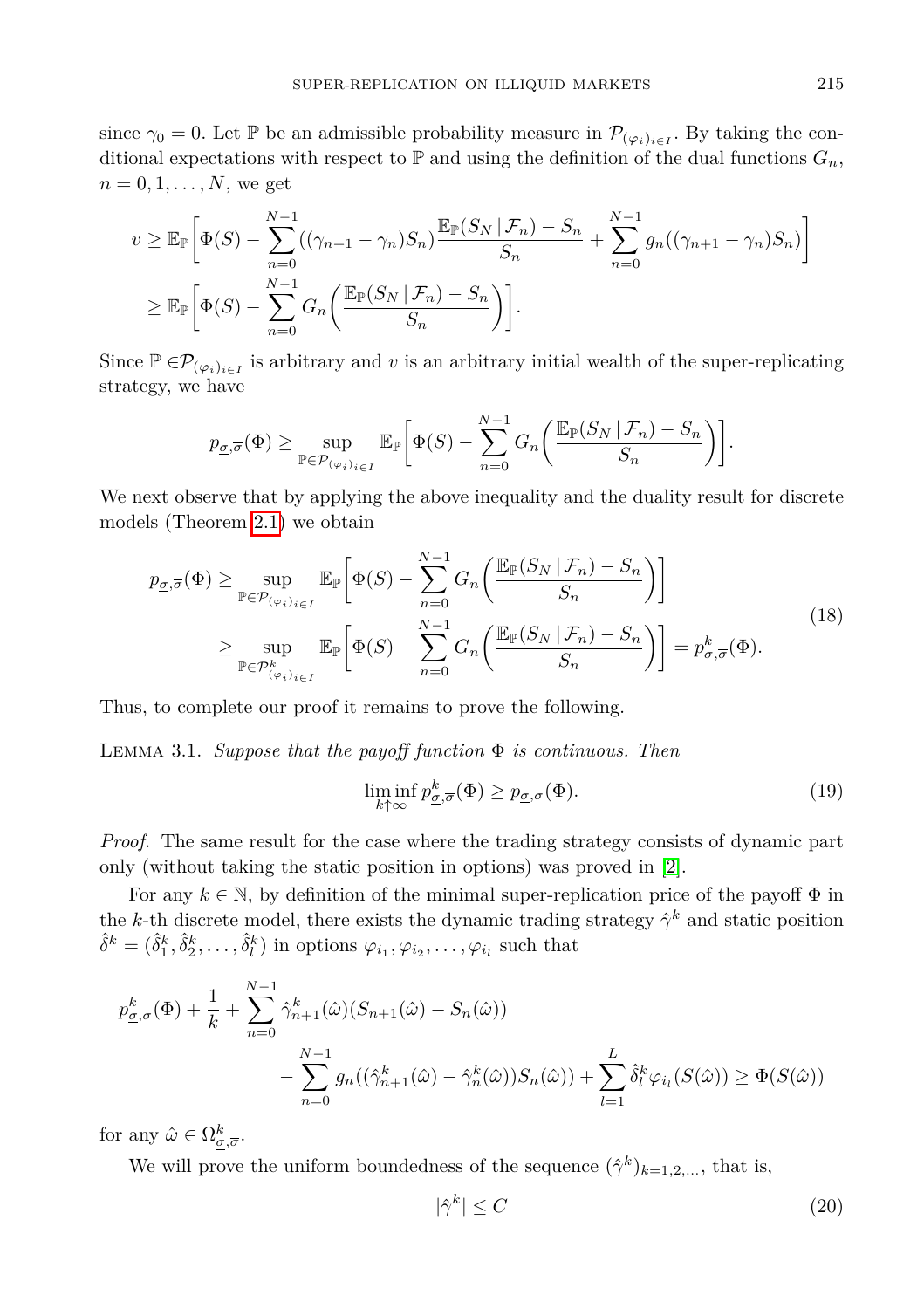since $\gamma_0 = 0$. Let $\mathbb{P}$ be an admissible probability measure in $\mathcal{P}_{(\varphi_i)_{i\in I}}$. By taking the conditional expectations with respect to $\mathbb{P}$ and using the definition of the dual functions $G_n$, $n = 0, 1, \ldots, N$, we get

$$
\begin{aligned}
v &\geq \mathbb{E}_{\mathbb{P}}\bigg[\Phi(S) - \sum_{n=0}^{N-1}((\gamma_{n+1} - \gamma_n)S_n)\frac{\mathbb{E}_{\mathbb{P}}(S_N \,|\, \mathcal{F}_n) - S_n}{S_n} + \sum_{n=0}^{N-1} g_n((\gamma_{n+1} - \gamma_n)S_n)\bigg] \\
&\geq \mathbb{E}_{\mathbb{P}}\bigg[\Phi(S) - \sum_{n=0}^{N-1} G_n\bigg(\frac{\mathbb{E}_{\mathbb{P}}(S_N \,|\, \mathcal{F}_n) - S_n}{S_n}\bigg)\bigg].
\end{aligned}
$$

Since $\mathbb{P} \in \mathcal{P}_{(\varphi_i)_{i\in I}}$ is arbitrary and $v$ is an arbitrary initial wealth of the super-replicating strategy, we have

$$
p_{\underline{\sigma},\overline{\sigma}}(\Phi) \geq \sup_{\mathbb{P}\in\mathcal{P}_{(\varphi_i)_{i\in I}}} \mathbb{E}_{\mathbb{P}}\bigg[\Phi(S) - \sum_{n=0}^{N-1} G_n\bigg(\frac{\mathbb{E}_{\mathbb{P}}(S_N \,|\, \mathcal{F}_n) - S_n}{S_n}\bigg)\bigg].
$$

We next observe that by applying the above inequality and the duality result for discrete models (Theorem 2.1) we obtain

$$
\begin{aligned}
p_{\underline{\sigma},\overline{\sigma}}(\Phi) &\geq \sup_{\mathbb{P}\in\mathcal{P}_{(\varphi_i)_{i\in I}}} \mathbb{E}_{\mathbb{P}}\bigg[\Phi(S) - \sum_{n=0}^{N-1} G_n\bigg(\frac{\mathbb{E}_{\mathbb{P}}(S_N \,|\, \mathcal{F}_n) - S_n}{S_n}\bigg)\bigg] \\
&\geq \sup_{\mathbb{P}\in\mathcal{P}^k_{(\varphi_i)_{i\in I}}} \mathbb{E}_{\mathbb{P}}\bigg[\Phi(S) - \sum_{n=0}^{N-1} G_n\bigg(\frac{\mathbb{E}_{\mathbb{P}}(S_N \,|\, \mathcal{F}_n) - S_n}{S_n}\bigg)\bigg] = p^k_{\underline{\sigma},\overline{\sigma}}(\Phi).
\end{aligned}
\tag{18}
$$

Thus, to complete our proof it remains to prove the following.

LEMMA 3.1. *Suppose that the payoff function $\Phi$ is continuous. Then*

$$
\liminf_{k\uparrow\infty} p^k_{\underline{\sigma},\overline{\sigma}}(\Phi) \geq p_{\underline{\sigma},\overline{\sigma}}(\Phi). \tag{19}
$$

*Proof.* The same result for the case where the trading strategy consists of dynamic part only (without taking the static position in options) was proved in [2].

For any $k \in \mathbb{N}$, by definition of the minimal super-replication price of the payoff $\Phi$ in the $k$-th discrete model, there exists the dynamic trading strategy $\hat{\gamma}^k$ and static position $\hat{\delta}^k = (\hat{\delta}^k_1, \hat{\delta}^k_2, \ldots, \hat{\delta}^k_l)$ in options $\varphi_{i_1}, \varphi_{i_2}, \ldots, \varphi_{i_l}$ such that

$$
\begin{aligned}
p^k_{\underline{\sigma},\overline{\sigma}}(\Phi) + \frac{1}{k} &+ \sum_{n=0}^{N-1} \hat{\gamma}^k_{n+1}(\hat{\omega})(S_{n+1}(\hat{\omega}) - S_n(\hat{\omega})) \\
&- \sum_{n=0}^{N-1} g_n((\hat{\gamma}^k_{n+1}(\hat{\omega}) - \hat{\gamma}^k_n(\hat{\omega}))S_n(\hat{\omega})) + \sum_{l=1}^{L} \hat{\delta}^k_l \varphi_{i_l}(S(\hat{\omega})) \geq \Phi(S(\hat{\omega}))
\end{aligned}
$$

for any $\hat{\omega} \in \Omega^k_{\underline{\sigma},\overline{\sigma}}$.

We will prove the uniform boundedness of the sequence $(\hat{\gamma}^k)_{k=1,2,\ldots}$, that is,

$$
|\hat{\gamma}^k| \leq C \tag{20}
$$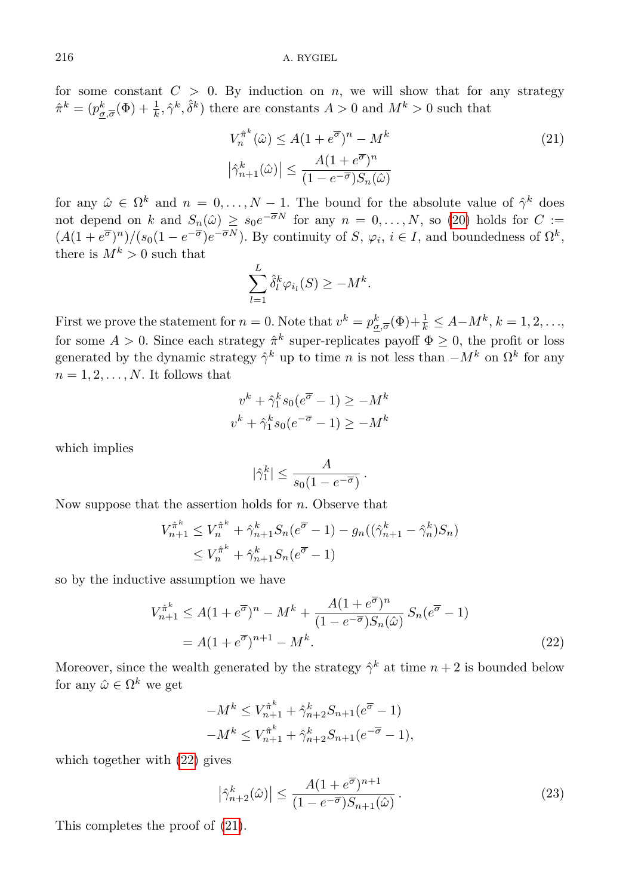for some constant $C > 0$. By induction on $n$, we will show that for any strategy $\hat{\pi}^k = (p^k_{\underline{\sigma},\overline{\sigma}}(\Phi) + \frac{1}{k}, \hat{\gamma}^k, \hat{\delta}^k)$ there are constants $A > 0$ and $M^k > 0$ such that

$$
\begin{aligned}
V_n^{\hat{\pi}^k}(\hat{\omega}) &\le A(1+e^{\overline{\sigma}})^n - M^k \\
\left|\hat{\gamma}^k_{n+1}(\hat{\omega})\right| &\le \frac{A(1+e^{\overline{\sigma}})^n}{(1-e^{-\overline{\sigma}})S_n(\hat{\omega})}
\end{aligned}
\tag{21}
$$

for any $\hat{\omega} \in \Omega^k$ and $n = 0, \ldots, N-1$. The bound for the absolute value of $\hat{\gamma}^k$ does not depend on $k$ and $S_n(\hat{\omega}) \ge s_0 e^{-\overline{\sigma}N}$ for any $n = 0, \ldots, N$, so (20) holds for $C := (A(1+e^{\overline{\sigma}})^n)/(s_0(1-e^{-\overline{\sigma}})e^{-\overline{\sigma}N})$. By continuity of $S$, $\varphi_i$, $i \in I$, and boundedness of $\Omega^k$, there is $M^k > 0$ such that

$$
\sum_{l=1}^{L} \hat{\delta}^k_l \varphi_{i_l}(S) \ge -M^k.
$$

First we prove the statement for $n = 0$. Note that $v^k = p^k_{\underline{\sigma},\overline{\sigma}}(\Phi) + \frac{1}{k} \le A - M^k$, $k = 1, 2, \ldots$, for some $A > 0$. Since each strategy $\hat{\pi}^k$ super-replicates payoff $\Phi \ge 0$, the profit or loss generated by the dynamic strategy $\hat{\gamma}^k$ up to time $n$ is not less than $-M^k$ on $\Omega^k$ for any $n = 1, 2, \ldots, N$. It follows that

$$
\begin{aligned}
v^k + \hat{\gamma}^k_1 s_0(e^{\overline{\sigma}} - 1) &\ge -M^k \\
v^k + \hat{\gamma}^k_1 s_0(e^{-\overline{\sigma}} - 1) &\ge -M^k
\end{aligned}
$$

which implies

$$
|\hat{\gamma}^k_1| \le \frac{A}{s_0(1-e^{-\overline{\sigma}})}\,.
$$

Now suppose that the assertion holds for $n$. Observe that

$$
\begin{aligned}
V_{n+1}^{\hat{\pi}^k} &\le V_n^{\hat{\pi}^k} + \hat{\gamma}^k_{n+1} S_n(e^{\overline{\sigma}} - 1) - g_n((\hat{\gamma}^k_{n+1} - \hat{\gamma}^k_n)S_n) \\
&\le V_n^{\hat{\pi}^k} + \hat{\gamma}^k_{n+1} S_n(e^{\overline{\sigma}} - 1)
\end{aligned}
$$

so by the inductive assumption we have

$$
\begin{aligned}
V_{n+1}^{\hat{\pi}^k} &\le A(1+e^{\overline{\sigma}})^n - M^k + \frac{A(1+e^{\overline{\sigma}})^n}{(1-e^{-\overline{\sigma}})S_n(\hat{\omega})}\, S_n(e^{\overline{\sigma}} - 1) \\
&= A(1+e^{\overline{\sigma}})^{n+1} - M^k.
\end{aligned}
\tag{22}
$$

Moreover, since the wealth generated by the strategy $\hat{\gamma}^k$ at time $n+2$ is bounded below for any $\hat{\omega} \in \Omega^k$ we get

$$
\begin{aligned}
-M^k &\le V_{n+1}^{\hat{\pi}^k} + \hat{\gamma}^k_{n+2} S_{n+1}(e^{\overline{\sigma}} - 1) \\
-M^k &\le V_{n+1}^{\hat{\pi}^k} + \hat{\gamma}^k_{n+2} S_{n+1}(e^{-\overline{\sigma}} - 1),
\end{aligned}
$$

which together with (22) gives

$$
\left|\hat{\gamma}^k_{n+2}(\hat{\omega})\right| \le \frac{A(1+e^{\overline{\sigma}})^{n+1}}{(1-e^{-\overline{\sigma}})S_{n+1}(\hat{\omega})}\,.
\tag{23}
$$

This completes the proof of (21).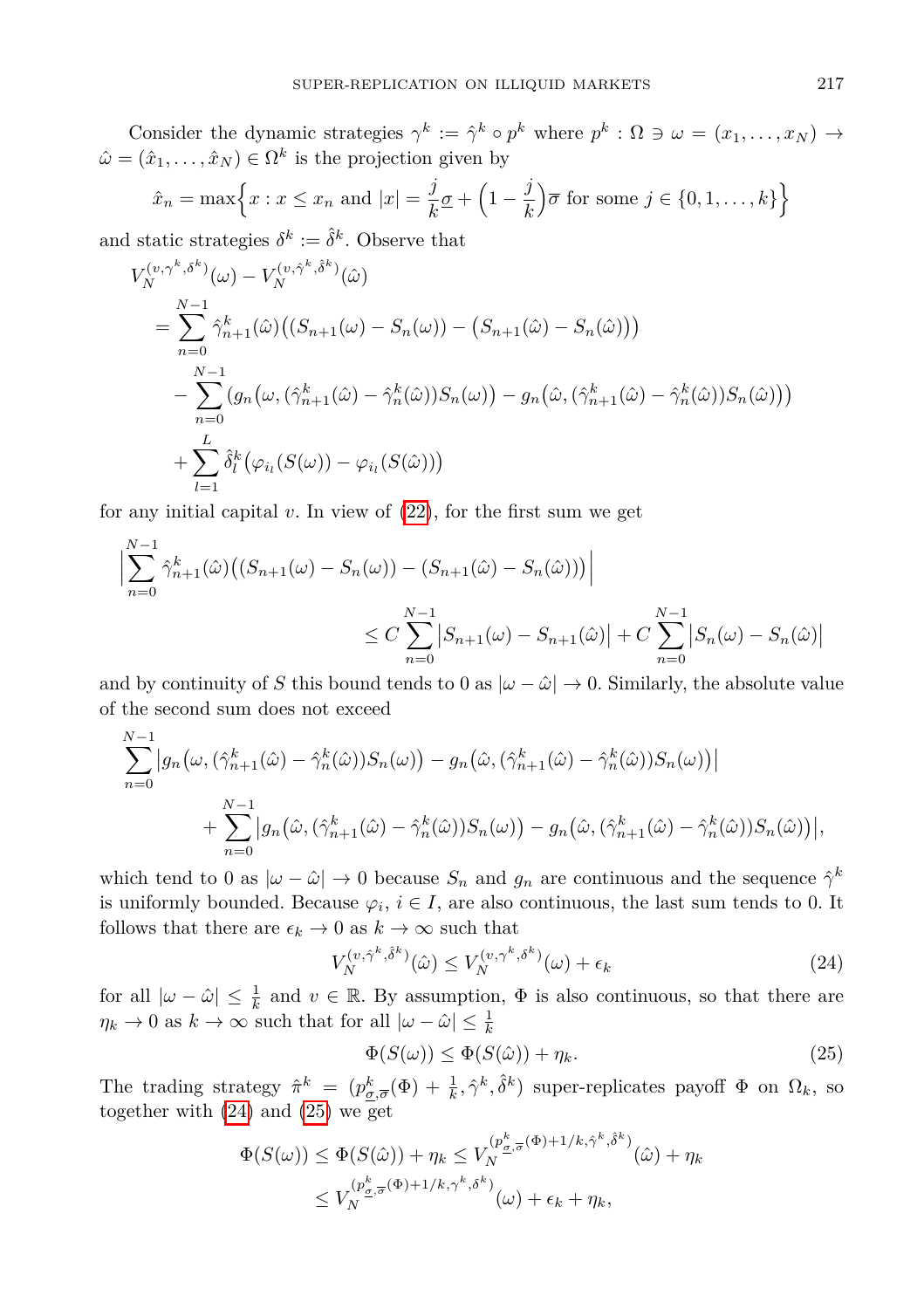Consider the dynamic strategies $\gamma^k := \hat{\gamma}^k \circ p^k$ where $p^k : \Omega \ni \omega = (x_1, \dots, x_N) \to \hat{\omega} = (\hat{x}_1, \dots, \hat{x}_N) \in \Omega^k$ is the projection given by

$$\hat{x}_n = \max\Big\{ x : x \leq x_n \text{ and } |x| = \frac{j}{k}\underline{\sigma} + \Big(1 - \frac{j}{k}\Big)\overline{\sigma} \text{ for some } j \in \{0, 1, \dots, k\} \Big\}$$

and static strategies $\delta^k := \hat{\delta}^k$. Observe that

$$\begin{aligned}
&V_N^{(v,\gamma^k,\delta^k)}(\omega) - V_N^{(v,\hat{\gamma}^k,\hat{\delta}^k)}(\hat{\omega}) \\
&= \sum_{n=0}^{N-1} \hat{\gamma}_{n+1}^k(\hat{\omega})\big((S_{n+1}(\omega) - S_n(\omega)) - \big(S_{n+1}(\hat{\omega}) - S_n(\hat{\omega})\big)\big) \\
&\quad - \sum_{n=0}^{N-1} \big(g_n\big(\omega, (\hat{\gamma}_{n+1}^k(\hat{\omega}) - \hat{\gamma}_n^k(\hat{\omega}))S_n(\omega)\big) - g_n\big(\hat{\omega}, (\hat{\gamma}_{n+1}^k(\hat{\omega}) - \hat{\gamma}_n^k(\hat{\omega}))S_n(\hat{\omega})\big)\big) \\
&\quad + \sum_{l=1}^{L} \hat{\delta}_l^k \big(\varphi_{i_l}(S(\omega)) - \varphi_{i_l}(S(\hat{\omega}))\big)
\end{aligned}$$

for any initial capital $v$. In view of (22), for the first sum we get

$$\begin{aligned}
\Big|\sum_{n=0}^{N-1} \hat{\gamma}_{n+1}^k(\hat{\omega})\big((S_{n+1}(\omega) - S_n(\omega)) - (S_{n+1}(\hat{\omega}) - S_n(\hat{\omega}))\big)\Big| \\
\leq C \sum_{n=0}^{N-1} \big|S_{n+1}(\omega) - S_{n+1}(\hat{\omega})\big| + C \sum_{n=0}^{N-1} \big|S_n(\omega) - S_n(\hat{\omega})\big|
\end{aligned}$$

and by continuity of $S$ this bound tends to 0 as $|\omega - \hat{\omega}| \to 0$. Similarly, the absolute value of the second sum does not exceed

$$\begin{aligned}
&\sum_{n=0}^{N-1} \big|g_n\big(\omega, (\hat{\gamma}_{n+1}^k(\hat{\omega}) - \hat{\gamma}_n^k(\hat{\omega}))S_n(\omega)\big) - g_n\big(\hat{\omega}, (\hat{\gamma}_{n+1}^k(\hat{\omega}) - \hat{\gamma}_n^k(\hat{\omega}))S_n(\omega)\big)\big| \\
&\quad + \sum_{n=0}^{N-1} \big|g_n\big(\hat{\omega}, (\hat{\gamma}_{n+1}^k(\hat{\omega}) - \hat{\gamma}_n^k(\hat{\omega}))S_n(\omega)\big) - g_n\big(\hat{\omega}, (\hat{\gamma}_{n+1}^k(\hat{\omega}) - \hat{\gamma}_n^k(\hat{\omega}))S_n(\hat{\omega})\big)\big|,
\end{aligned}$$

which tend to 0 as $|\omega - \hat{\omega}| \to 0$ because $S_n$ and $g_n$ are continuous and the sequence $\hat{\gamma}^k$ is uniformly bounded. Because $\varphi_i$, $i \in I$, are also continuous, the last sum tends to 0. It follows that there are $\epsilon_k \to 0$ as $k \to \infty$ such that

$$V_N^{(v,\hat{\gamma}^k,\hat{\delta}^k)}(\hat{\omega}) \leq V_N^{(v,\gamma^k,\delta^k)}(\omega) + \epsilon_k \tag{24}$$

for all $|\omega - \hat{\omega}| \leq \frac{1}{k}$ and $v \in \mathbb{R}$. By assumption, $\Phi$ is also continuous, so that there are $\eta_k \to 0$ as $k \to \infty$ such that for all $|\omega - \hat{\omega}| \leq \frac{1}{k}$

$$\Phi(S(\omega)) \leq \Phi(S(\hat{\omega})) + \eta_k. \tag{25}$$

The trading strategy $\hat{\pi}^k = (p^k_{\underline{\sigma},\overline{\sigma}}(\Phi) + \frac{1}{k}, \hat{\gamma}^k, \hat{\delta}^k)$ super-replicates payoff $\Phi$ on $\Omega_k$, so together with (24) and (25) we get

$$\begin{aligned}
\Phi(S(\omega)) &\leq \Phi(S(\hat{\omega})) + \eta_k \leq V_N^{(p^k_{\underline{\sigma},\overline{\sigma}}(\Phi)+1/k,\hat{\gamma}^k,\hat{\delta}^k)}(\hat{\omega}) + \eta_k \\
&\leq V_N^{(p^k_{\underline{\sigma},\overline{\sigma}}(\Phi)+1/k,\gamma^k,\delta^k)}(\omega) + \epsilon_k + \eta_k,
\end{aligned}$$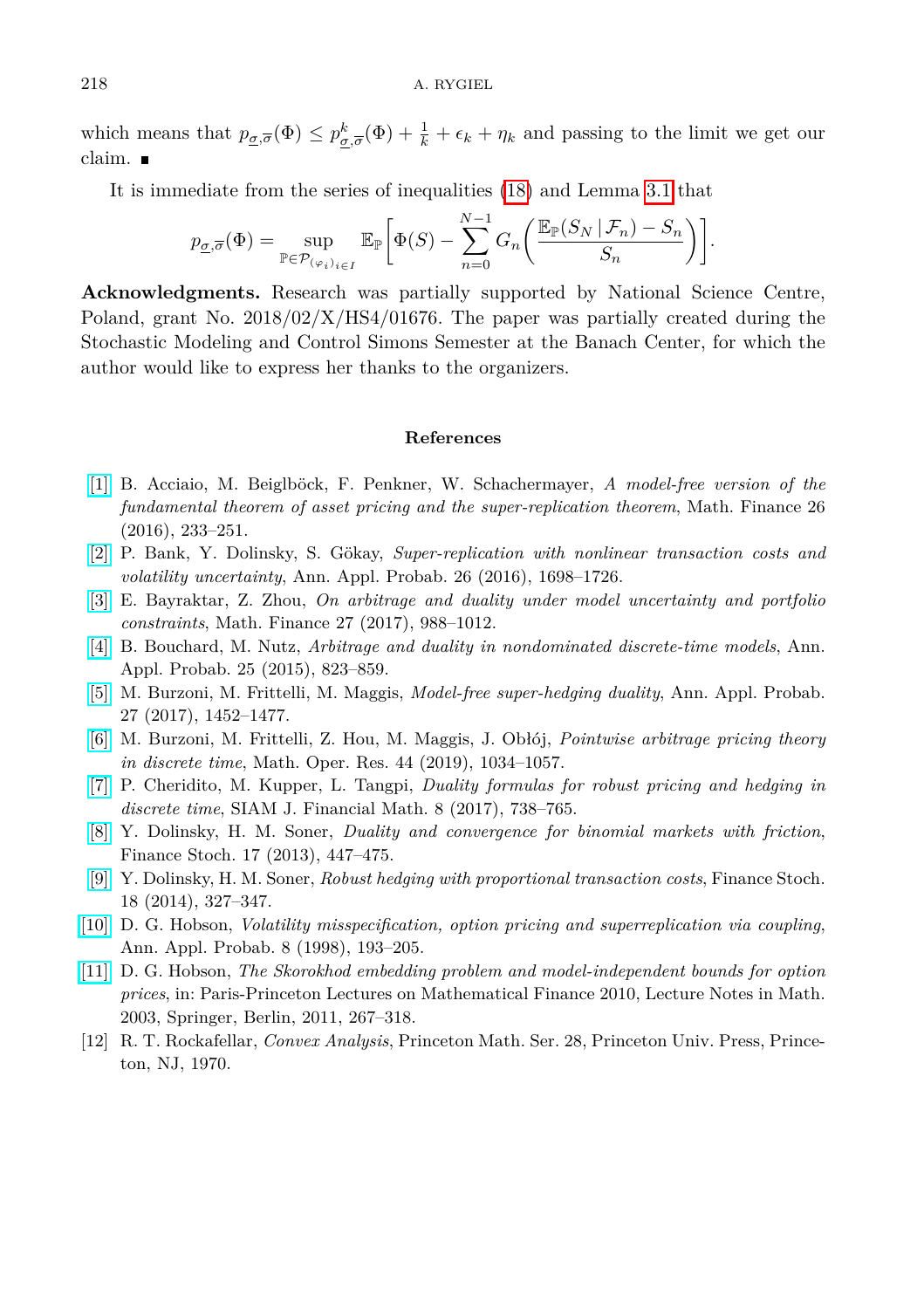which means that $p_{\underline{\sigma},\overline{\sigma}}(\Phi) \le p^k_{\underline{\sigma},\overline{\sigma}}(\Phi) + \frac{1}{k} + \epsilon_k + \eta_k$ and passing to the limit we get our claim. ∎

It is immediate from the series of inequalities (18) and Lemma 3.1 that

$$p_{\underline{\sigma},\overline{\sigma}}(\Phi) = \sup_{\mathbb{P}\in\mathcal{P}_{(\varphi_i)_{i\in I}}} \mathbb{E}_{\mathbb{P}}\bigg[\Phi(S) - \sum_{n=0}^{N-1} G_n\bigg(\frac{\mathbb{E}_{\mathbb{P}}(S_N \,|\, \mathcal{F}_n) - S_n}{S_n}\bigg)\bigg].$$

**Acknowledgments.** Research was partially supported by National Science Centre, Poland, grant No. 2018/02/X/HS4/01676. The paper was partially created during the Stochastic Modeling and Control Simons Semester at the Banach Center, for which the author would like to express her thanks to the organizers.

### References

[1] B. Acciaio, M. Beiglböck, F. Penkner, W. Schachermayer, *A model-free version of the fundamental theorem of asset pricing and the super-replication theorem*, Math. Finance 26 (2016), 233–251.

[2] P. Bank, Y. Dolinsky, S. Gökay, *Super-replication with nonlinear transaction costs and volatility uncertainty*, Ann. Appl. Probab. 26 (2016), 1698–1726.

[3] E. Bayraktar, Z. Zhou, *On arbitrage and duality under model uncertainty and portfolio constraints*, Math. Finance 27 (2017), 988–1012.

[4] B. Bouchard, M. Nutz, *Arbitrage and duality in nondominated discrete-time models*, Ann. Appl. Probab. 25 (2015), 823–859.

[5] M. Burzoni, M. Frittelli, M. Maggis, *Model-free super-hedging duality*, Ann. Appl. Probab. 27 (2017), 1452–1477.

[6] M. Burzoni, M. Frittelli, Z. Hou, M. Maggis, J. Obłój, *Pointwise arbitrage pricing theory in discrete time*, Math. Oper. Res. 44 (2019), 1034–1057.

[7] P. Cheridito, M. Kupper, L. Tangpi, *Duality formulas for robust pricing and hedging in discrete time*, SIAM J. Financial Math. 8 (2017), 738–765.

[8] Y. Dolinsky, H. M. Soner, *Duality and convergence for binomial markets with friction*, Finance Stoch. 17 (2013), 447–475.

[9] Y. Dolinsky, H. M. Soner, *Robust hedging with proportional transaction costs*, Finance Stoch. 18 (2014), 327–347.

[10] D. G. Hobson, *Volatility misspecification, option pricing and superreplication via coupling*, Ann. Appl. Probab. 8 (1998), 193–205.

[11] D. G. Hobson, *The Skorokhod embedding problem and model-independent bounds for option prices*, in: Paris-Princeton Lectures on Mathematical Finance 2010, Lecture Notes in Math. 2003, Springer, Berlin, 2011, 267–318.

[12] R. T. Rockafellar, *Convex Analysis*, Princeton Math. Ser. 28, Princeton Univ. Press, Princeton, NJ, 1970.